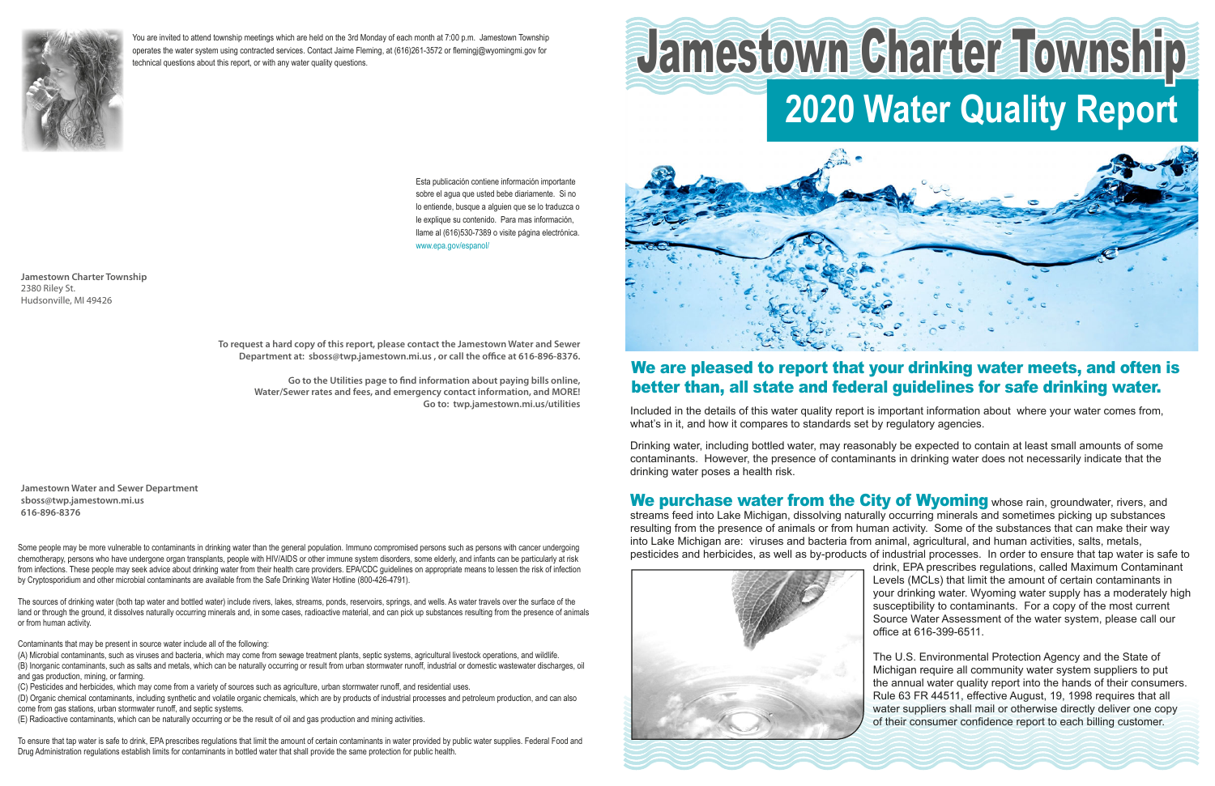You are invited to attend township meetings which are held on the 3rd Monday of each month at 7:00 p.m. Jamestown Township operates the water system using contracted services. Contact Jaime Fleming, at (616)261-3572 or flemingj@wyomingmi.gov for technical questions about this report, or with any water quality questions.

Esta publicación contiene información importante sobre el agua que usted bebe diariamente. Si no lo entiende, busque a alguien que se lo traduzca o le explique su contenido. Para mas información, llame al (616)530-7389 o visite página electrónica. www.epa.gov/espanol/

**Jamestown Charter Township**
2380 Riley St.
Hudsonville, MI 49426

**To request a hard copy of this report, please contact the Jamestown Water and Sewer Department at: sboss@twp.jamestown.mi.us , or call the office at 616-896-8376.**

**Go to the Utilities page to find information about paying bills online, Water/Sewer rates and fees, and emergency contact information, and MORE! Go to: twp.jamestown.mi.us/utilities**

**Jamestown Water and Sewer Department**
**sboss@twp.jamestown.mi.us**
**616-896-8376**

Some people may be more vulnerable to contaminants in drinking water than the general population. Immuno compromised persons such as persons with cancer undergoing chemotherapy, persons who have undergone organ transplants, people with HIV/AIDS or other immune system disorders, some elderly, and infants can be particularly at risk from infections. These people may seek advice about drinking water from their health care providers. EPA/CDC guidelines on appropriate means to lessen the risk of infection by Cryptosporidium and other microbial contaminants are available from the Safe Drinking Water Hotline (800-426-4791).

The sources of drinking water (both tap water and bottled water) include rivers, lakes, streams, ponds, reservoirs, springs, and wells. As water travels over the surface of the land or through the ground, it dissolves naturally occurring minerals and, in some cases, radioactive material, and can pick up substances resulting from the presence of animals or from human activity.

Contaminants that may be present in source water include all of the following:
(A) Microbial contaminants, such as viruses and bacteria, which may come from sewage treatment plants, septic systems, agricultural livestock operations, and wildlife.
(B) Inorganic contaminants, such as salts and metals, which can be naturally occurring or result from urban stormwater runoff, industrial or domestic wastewater discharges, oil and gas production, mining, or farming.
(C) Pesticides and herbicides, which may come from a variety of sources such as agriculture, urban stormwater runoff, and residential uses.
(D) Organic chemical contaminants, including synthetic and volatile organic chemicals, which are by products of industrial processes and petroleum production, and can also come from gas stations, urban stormwater runoff, and septic systems.
(E) Radioactive contaminants, which can be naturally occurring or be the result of oil and gas production and mining activities.

To ensure that tap water is safe to drink, EPA prescribes regulations that limit the amount of certain contaminants in water provided by public water supplies. Federal Food and Drug Administration regulations establish limits for contaminants in bottled water that shall provide the same protection for public health.

# Jamestown Charter Township

# 2020 Water Quality Report

## We are pleased to report that your drinking water meets, and often is better than, all state and federal guidelines for safe drinking water.

Included in the details of this water quality report is important information about where your water comes from, what's in it, and how it compares to standards set by regulatory agencies.

Drinking water, including bottled water, may reasonably be expected to contain at least small amounts of some contaminants. However, the presence of contaminants in drinking water does not necessarily indicate that the drinking water poses a health risk.

**We purchase water from the City of Wyoming** whose rain, groundwater, rivers, and streams feed into Lake Michigan, dissolving naturally occurring minerals and sometimes picking up substances resulting from the presence of animals or from human activity. Some of the substances that can make their way into Lake Michigan are: viruses and bacteria from animal, agricultural, and human activities, salts, metals, pesticides and herbicides, as well as by-products of industrial processes. In order to ensure that tap water is safe to drink, EPA prescribes regulations, called Maximum Contaminant Levels (MCLs) that limit the amount of certain contaminants in your drinking water. Wyoming water supply has a moderately high susceptibility to contaminants. For a copy of the most current Source Water Assessment of the water system, please call our office at 616-399-6511.

The U.S. Environmental Protection Agency and the State of Michigan require all community water system suppliers to put the annual water quality report into the hands of their consumers. Rule 63 FR 44511, effective August, 19, 1998 requires that all water suppliers shall mail or otherwise directly deliver one copy of their consumer confidence report to each billing customer.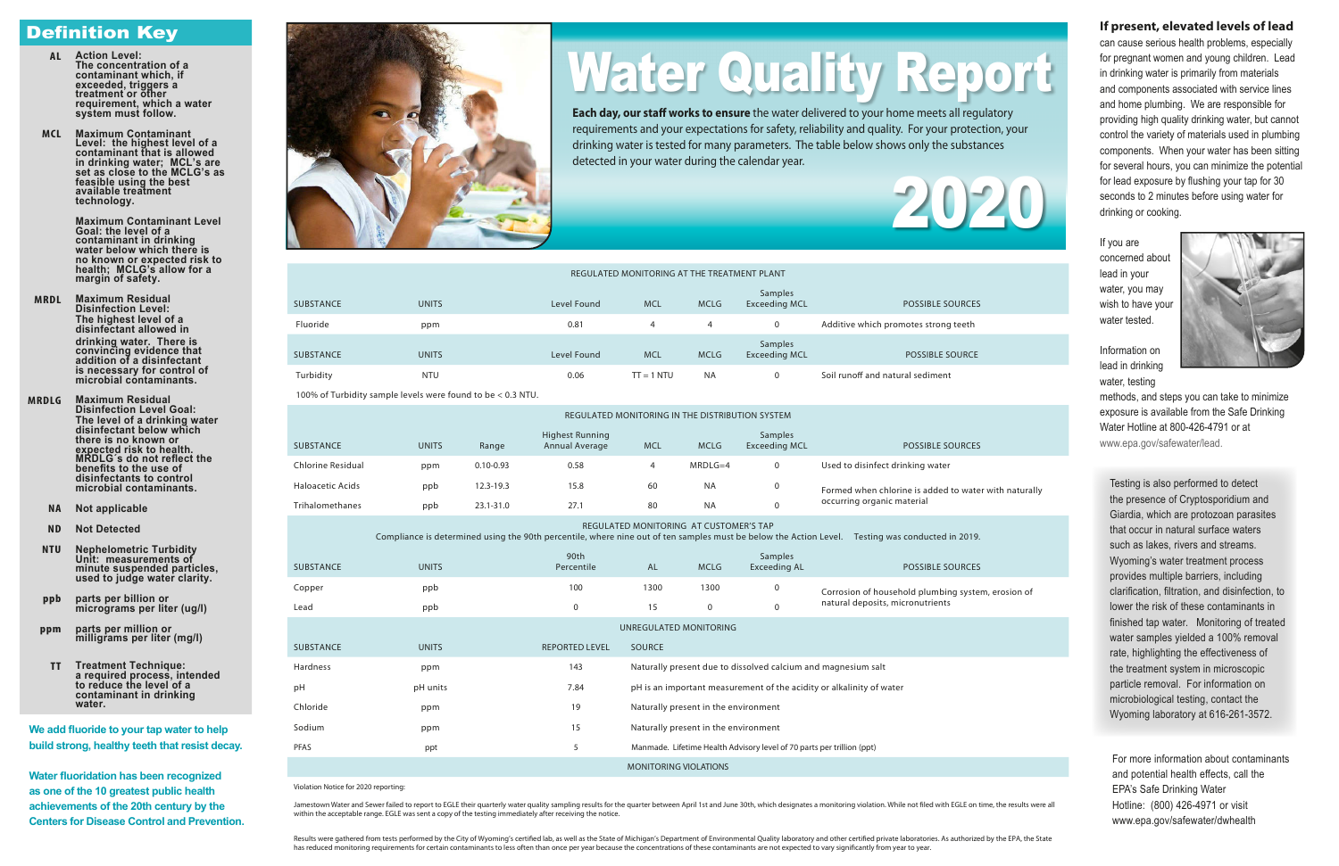## Definition Key

**AL** — **Action Level:** The concentration of a contaminant which, if exceeded, triggers a treatment or other requirement, which a water system must follow.

**MCL** — **Maximum Contaminant Level:** the highest level of a contaminant that is allowed in drinking water; MCL's are set as close to the MCLG's as feasible using the best available treatment technology.

**Maximum Contaminant Level Goal:** the level of a contaminant in drinking water below which there is no known or expected risk to health; MCLG's allow for a margin of safety.

**MRDL** — **Maximum Residual Disinfection Level:** The highest level of a disinfectant allowed in drinking water. There is convincing evidence that addition of a disinfectant is necessary for control of microbial contaminants.

**MRDLG** — **Maximum Residual Disinfection Level Goal:** The level of a drinking water disinfectant below which there is no known or expected risk to health. MRDLG's do not reflect the benefits to the use of disinfectants to control microbial contaminants.

**NA** — **Not applicable**

**ND** — **Not Detected**

**NTU** — **Nephelometric Turbidity Unit:** measurements of minute suspended particles, used to judge water clarity.

**ppb** — **parts per billion or micrograms per liter (ug/l)**

**ppm** — **parts per million or milligrams per liter (mg/l)**

**TT** — **Treatment Technique:** a required process, intended to reduce the level of a contaminant in drinking water.

**We add fluoride to your tap water to help build strong, healthy teeth that resist decay.**

**Water fluoridation has been recognized as one of the 10 greatest public health achievements of the 20th century by the Centers for Disease Control and Prevention.**

# Water Quality Report 2020

**Each day, our staff works to ensure** the water delivered to your home meets all regulatory requirements and your expectations for safety, reliability and quality. For your protection, your drinking water is tested for many parameters. The table below shows only the substances detected in your water during the calendar year.

**REGULATED MONITORING AT THE TREATMENT PLANT**

| SUBSTANCE | UNITS | Level Found | MCL | MCLG | Samples Exceeding MCL | POSSIBLE SOURCES |
|---|---|---|---|---|---|---|
| Fluoride | ppm | 0.81 | 4 | 4 | 0 | Additive which promotes strong teeth |

| SUBSTANCE | UNITS | Level Found | MCL | MCLG | Samples Exceeding MCL | POSSIBLE SOURCE |
|---|---|---|---|---|---|---|
| Turbidity | NTU | 0.06 | TT = 1 NTU | NA | 0 | Soil runoff and natural sediment |

100% of Turbidity sample levels were found to be < 0.3 NTU.

**REGULATED MONITORING IN THE DISTRIBUTION SYSTEM**

| SUBSTANCE | UNITS | Range | Highest Running Annual Average | MCL | MCLG | Samples Exceeding MCL | POSSIBLE SOURCES |
|---|---|---|---|---|---|---|---|
| Chlorine Residual | ppm | 0.10-0.93 | 0.58 | 4 | MRDLG=4 | 0 | Used to disinfect drinking water |
| Haloacetic Acids | ppb | 12.3-19.3 | 15.8 | 60 | NA | 0 | Formed when chlorine is added to water with naturally occurring organic material |
| Trihalomethanes | ppb | 23.1-31.0 | 27.1 | 80 | NA | 0 | |

**REGULATED MONITORING AT CUSTOMER'S TAP**

Compliance is determined using the 90th percentile, where nine out of ten samples must be below the Action Level. Testing was conducted in 2019.

| SUBSTANCE | UNITS | 90th Percentile | AL | MCLG | Samples Exceeding AL | POSSIBLE SOURCES |
|---|---|---|---|---|---|---|
| Copper | ppb | 100 | 1300 | 1300 | 0 | Corrosion of household plumbing system, erosion of natural deposits, micronutrients |
| Lead | ppb | 0 | 15 | 0 | 0 | |

**UNREGULATED MONITORING**

| SUBSTANCE | UNITS | REPORTED LEVEL | SOURCE |
|---|---|---|---|
| Hardness | ppm | 143 | Naturally present due to dissolved calcium and magnesium salt |
| pH | pH units | 7.84 | pH is an important measurement of the acidity or alkalinity of water |
| Chloride | ppm | 19 | Naturally present in the environment |
| Sodium | ppm | 15 | Naturally present in the environment |
| PFAS | ppt | 5 | Manmade. Lifetime Health Advisory level of 70 parts per trillion (ppt) |

**MONITORING VIOLATIONS**

Violation Notice for 2020 reporting:

Jamestown Water and Sewer failed to report to EGLE their quarterly water quality sampling results for the quarter between April 1st and June 30th, which designates a monitoring violation. While not filed with EGLE on time, the results were all within the acceptable range. EGLE was sent a copy of the testing immediately after receiving the notice.

Results were gathered from tests performed by the City of Wyoming's certified lab, as well as the State of Michigan's Department of Environmental Quality laboratory and other certified private laboratories. As authorized by the EPA, the State has reduced monitoring requirements for certain contaminants to less often than once per year because the concentrations of these contaminants are not expected to vary significantly from year to year.

**If present, elevated levels of lead** can cause serious health problems, especially for pregnant women and young children. Lead in drinking water is primarily from materials and components associated with service lines and home plumbing. We are responsible for providing high quality drinking water, but cannot control the variety of materials used in plumbing components. When your water has been sitting for several hours, you can minimize the potential for lead exposure by flushing your tap for 30 seconds to 2 minutes before using water for drinking or cooking.

If you are concerned about lead in your water, you may wish to have your water tested.

Information on lead in drinking water, testing methods, and steps you can take to minimize exposure is available from the Safe Drinking Water Hotline at 800-426-4791 or at www.epa.gov/safewater/lead.

Testing is also performed to detect the presence of Cryptosporidium and Giardia, which are protozoan parasites that occur in natural surface waters such as lakes, rivers and streams. Wyoming's water treatment process provides multiple barriers, including clarification, filtration, and disinfection, to lower the risk of these contaminants in finished tap water. Monitoring of treated water samples yielded a 100% removal rate, highlighting the effectiveness of the treatment system in microscopic particle removal. For information on microbiological testing, contact the Wyoming laboratory at 616-261-3572.

For more information about contaminants and potential health effects, call the EPA's Safe Drinking Water Hotline: (800) 426-4971 or visit www.epa.gov/safewater/dwhealth